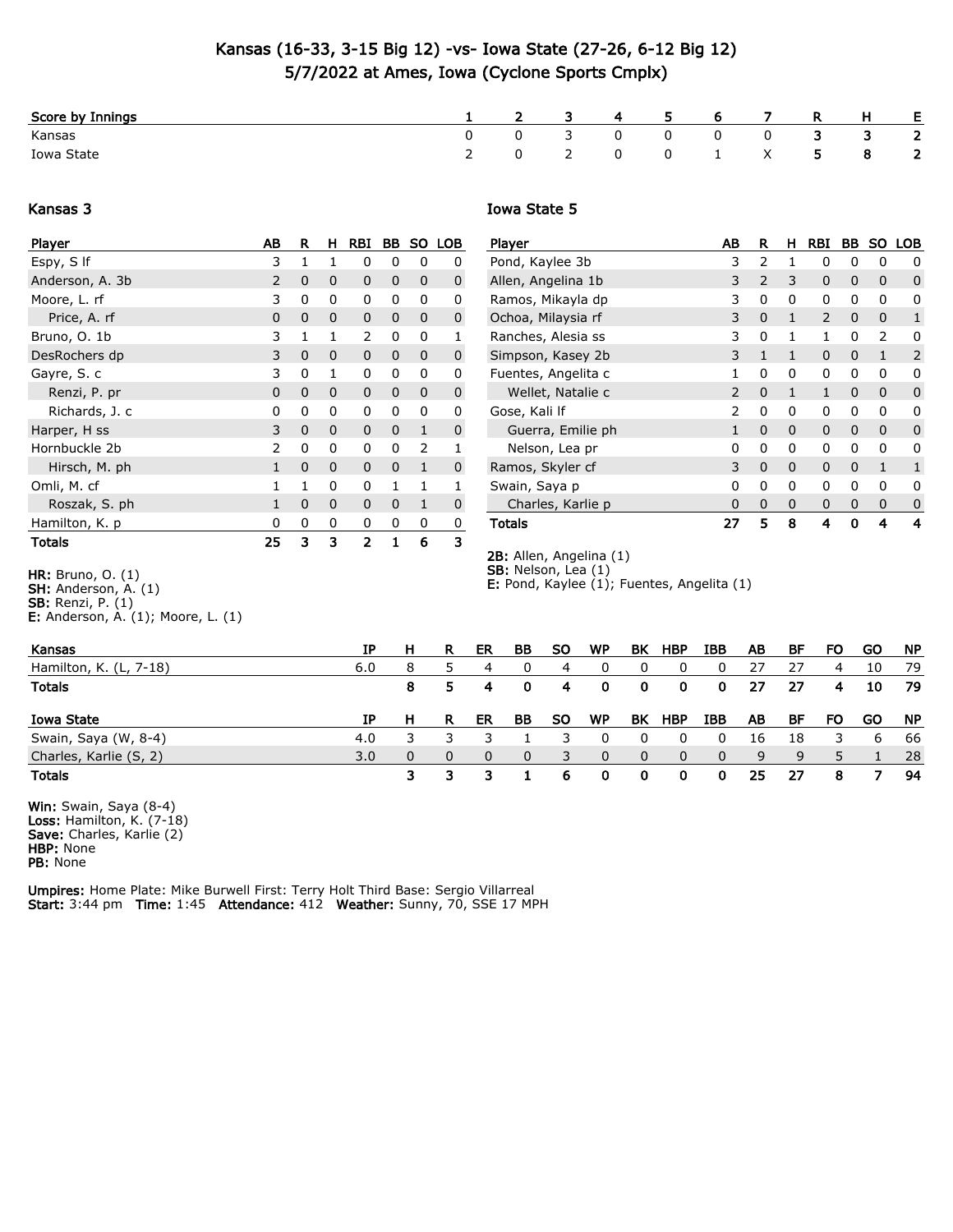# Kansas (16-33, 3-15 Big 12) -vs- Iowa State (27-26, 6-12 Big 12)
## 5/7/2022 at Ames, Iowa (Cyclone Sports Cmplx)

| Score by Innings | 1 | 2 | 3 | 4 | 5 | 6 | 7 | R | H | E |
|---|---|---|---|---|---|---|---|---|---|---|
| Kansas | 0 | 0 | 3 | 0 | 0 | 0 | 0 | **3** | **3** | **2** |
| Iowa State | 2 | 0 | 2 | 0 | 0 | 1 | X | **5** | **8** | **2** |

### Kansas 3

| Player | AB | R | H | RBI | BB | SO | LOB |
|---|---|---|---|---|---|---|---|
| Espy, S lf | 3 | 1 | 1 | 0 | 0 | 0 | 0 |
| Anderson, A. 3b | 2 | 0 | 0 | 0 | 0 | 0 | 0 |
| Moore, L. rf | 3 | 0 | 0 | 0 | 0 | 0 | 0 |
| Price, A. rf | 0 | 0 | 0 | 0 | 0 | 0 | 0 |
| Bruno, O. 1b | 3 | 1 | 1 | 2 | 0 | 0 | 1 |
| DesRochers dp | 3 | 0 | 0 | 0 | 0 | 0 | 0 |
| Gayre, S. c | 3 | 0 | 1 | 0 | 0 | 0 | 0 |
| Renzi, P. pr | 0 | 0 | 0 | 0 | 0 | 0 | 0 |
| Richards, J. c | 0 | 0 | 0 | 0 | 0 | 0 | 0 |
| Harper, H ss | 3 | 0 | 0 | 0 | 0 | 1 | 0 |
| Hornbuckle 2b | 2 | 0 | 0 | 0 | 0 | 2 | 1 |
| Hirsch, M. ph | 1 | 0 | 0 | 0 | 0 | 1 | 0 |
| Omli, M. cf | 1 | 1 | 0 | 0 | 1 | 1 | 1 |
| Roszak, S. ph | 1 | 0 | 0 | 0 | 0 | 1 | 0 |
| Hamilton, K. p | 0 | 0 | 0 | 0 | 0 | 0 | 0 |
| **Totals** | **25** | **3** | **3** | **2** | **1** | **6** | **3** |

**HR:** Bruno, O. (1)
**SH:** Anderson, A. (1)
**SB:** Renzi, P. (1)
**E:** Anderson, A. (1); Moore, L. (1)

### Iowa State 5

| Player | AB | R | H | RBI | BB | SO | LOB |
|---|---|---|---|---|---|---|---|
| Pond, Kaylee 3b | 3 | 2 | 1 | 0 | 0 | 0 | 0 |
| Allen, Angelina 1b | 3 | 2 | 3 | 0 | 0 | 0 | 0 |
| Ramos, Mikayla dp | 3 | 0 | 0 | 0 | 0 | 0 | 0 |
| Ochoa, Milaysia rf | 3 | 0 | 1 | 2 | 0 | 0 | 1 |
| Ranches, Alesia ss | 3 | 0 | 1 | 1 | 0 | 2 | 0 |
| Simpson, Kasey 2b | 3 | 1 | 1 | 0 | 0 | 1 | 2 |
| Fuentes, Angelita c | 1 | 0 | 0 | 0 | 0 | 0 | 0 |
| Wellet, Natalie c | 2 | 0 | 1 | 1 | 0 | 0 | 0 |
| Gose, Kali lf | 2 | 0 | 0 | 0 | 0 | 0 | 0 |
| Guerra, Emilie ph | 1 | 0 | 0 | 0 | 0 | 0 | 0 |
| Nelson, Lea pr | 0 | 0 | 0 | 0 | 0 | 0 | 0 |
| Ramos, Skyler cf | 3 | 0 | 0 | 0 | 0 | 1 | 1 |
| Swain, Saya p | 0 | 0 | 0 | 0 | 0 | 0 | 0 |
| Charles, Karlie p | 0 | 0 | 0 | 0 | 0 | 0 | 0 |
| **Totals** | **27** | **5** | **8** | **4** | **0** | **4** | **4** |

**2B:** Allen, Angelina (1)
**SB:** Nelson, Lea (1)
**E:** Pond, Kaylee (1); Fuentes, Angelita (1)

| Kansas | IP | H | R | ER | BB | SO | WP | BK | HBP | IBB | AB | BF | FO | GO | NP |
|---|---|---|---|---|---|---|---|---|---|---|---|---|---|---|---|
| Hamilton, K. (L, 7-18) | 6.0 | 8 | 5 | 4 | 0 | 4 | 0 | 0 | 0 | 0 | 27 | 27 | 4 | 10 | 79 |
| **Totals** | | **8** | **5** | **4** | **0** | **4** | **0** | **0** | **0** | **0** | **27** | **27** | **4** | **10** | **79** |

| Iowa State | IP | H | R | ER | BB | SO | WP | BK | HBP | IBB | AB | BF | FO | GO | NP |
|---|---|---|---|---|---|---|---|---|---|---|---|---|---|---|---|
| Swain, Saya (W, 8-4) | 4.0 | 3 | 3 | 3 | 1 | 3 | 0 | 0 | 0 | 0 | 16 | 18 | 3 | 6 | 66 |
| Charles, Karlie (S, 2) | 3.0 | 0 | 0 | 0 | 0 | 3 | 0 | 0 | 0 | 0 | 9 | 9 | 5 | 1 | 28 |
| **Totals** | | **3** | **3** | **3** | **1** | **6** | **0** | **0** | **0** | **0** | **25** | **27** | **8** | **7** | **94** |

**Win:** Swain, Saya (8-4)
**Loss:** Hamilton, K. (7-18)
**Save:** Charles, Karlie (2)
**HBP:** None
**PB:** None

**Umpires:** Home Plate: Mike Burwell First: Terry Holt Third Base: Sergio Villarreal
**Start:** 3:44 pm **Time:** 1:45 **Attendance:** 412 **Weather:** Sunny, 70, SSE 17 MPH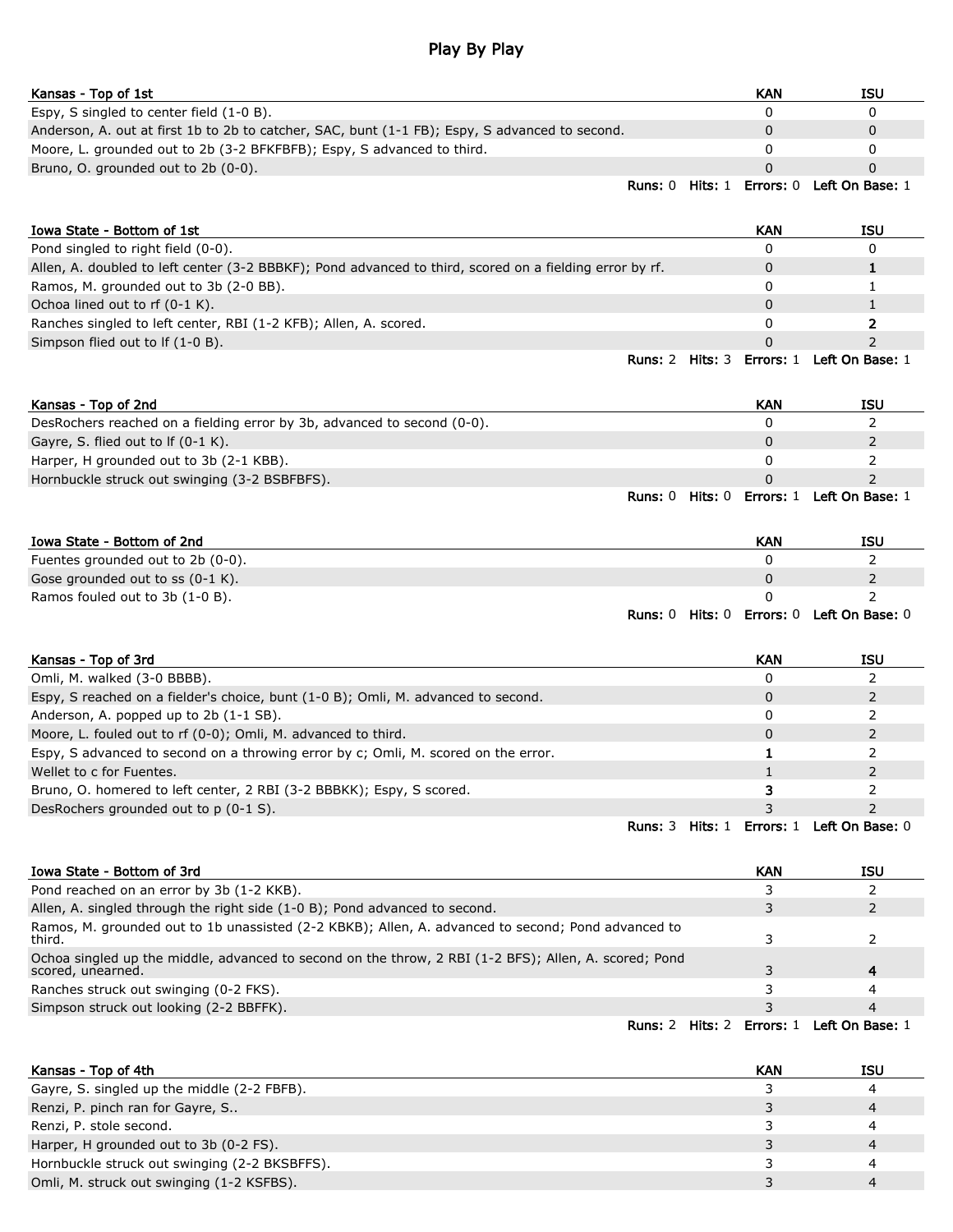# Play By Play

| Kansas - Top of 1st | KAN | ISU |
|---|---|---|
| Espy, S singled to center field (1-0 B). | 0 | 0 |
| Anderson, A. out at first 1b to 2b to catcher, SAC, bunt (1-1 FB); Espy, S advanced to second. | 0 | 0 |
| Moore, L. grounded out to 2b (3-2 BFKFBFB); Espy, S advanced to third. | 0 | 0 |
| Bruno, O. grounded out to 2b (0-0). | 0 | 0 |

**Runs:** 0 **Hits:** 1 **Errors:** 0 **Left On Base:** 1

| Iowa State - Bottom of 1st | KAN | ISU |
|---|---|---|
| Pond singled to right field (0-0). | 0 | 0 |
| Allen, A. doubled to left center (3-2 BBBKF); Pond advanced to third, scored on a fielding error by rf. | 0 | **1** |
| Ramos, M. grounded out to 3b (2-0 BB). | 0 | 1 |
| Ochoa lined out to rf (0-1 K). | 0 | 1 |
| Ranches singled to left center, RBI (1-2 KFB); Allen, A. scored. | 0 | **2** |
| Simpson flied out to lf (1-0 B). | 0 | 2 |

**Runs:** 2 **Hits:** 3 **Errors:** 1 **Left On Base:** 1

| Kansas - Top of 2nd | KAN | ISU |
|---|---|---|
| DesRochers reached on a fielding error by 3b, advanced to second (0-0). | 0 | 2 |
| Gayre, S. flied out to lf (0-1 K). | 0 | 2 |
| Harper, H grounded out to 3b (2-1 KBB). | 0 | 2 |
| Hornbuckle struck out swinging (3-2 BSBFBFS). | 0 | 2 |

**Runs:** 0 **Hits:** 0 **Errors:** 1 **Left On Base:** 1

| Iowa State - Bottom of 2nd | KAN | ISU |
|---|---|---|
| Fuentes grounded out to 2b (0-0). | 0 | 2 |
| Gose grounded out to ss (0-1 K). | 0 | 2 |
| Ramos fouled out to 3b (1-0 B). | 0 | 2 |

**Runs:** 0 **Hits:** 0 **Errors:** 0 **Left On Base:** 0

| Kansas - Top of 3rd | KAN | ISU |
|---|---|---|
| Omli, M. walked (3-0 BBBB). | 0 | 2 |
| Espy, S reached on a fielder's choice, bunt (1-0 B); Omli, M. advanced to second. | 0 | 2 |
| Anderson, A. popped up to 2b (1-1 SB). | 0 | 2 |
| Moore, L. fouled out to rf (0-0); Omli, M. advanced to third. | 0 | 2 |
| Espy, S advanced to second on a throwing error by c; Omli, M. scored on the error. | **1** | 2 |
| Wellet to c for Fuentes. | 1 | 2 |
| Bruno, O. homered to left center, 2 RBI (3-2 BBBKK); Espy, S scored. | **3** | 2 |
| DesRochers grounded out to p (0-1 S). | 3 | 2 |

**Runs:** 3 **Hits:** 1 **Errors:** 1 **Left On Base:** 0

| Iowa State - Bottom of 3rd | KAN | ISU |
|---|---|---|
| Pond reached on an error by 3b (1-2 KKB). | 3 | 2 |
| Allen, A. singled through the right side (1-0 B); Pond advanced to second. | 3 | 2 |
| Ramos, M. grounded out to 1b unassisted (2-2 KBKB); Allen, A. advanced to second; Pond advanced to third. | 3 | 2 |
| Ochoa singled up the middle, advanced to second on the throw, 2 RBI (1-2 BFS); Allen, A. scored; Pond scored, unearned. | 3 | **4** |
| Ranches struck out swinging (0-2 FKS). | 3 | 4 |
| Simpson struck out looking (2-2 BBFFK). | 3 | 4 |

**Runs:** 2 **Hits:** 2 **Errors:** 1 **Left On Base:** 1

| Kansas - Top of 4th | KAN | ISU |
|---|---|---|
| Gayre, S. singled up the middle (2-2 FBFB). | 3 | 4 |
| Renzi, P. pinch ran for Gayre, S.. | 3 | 4 |
| Renzi, P. stole second. | 3 | 4 |
| Harper, H grounded out to 3b (0-2 FS). | 3 | 4 |
| Hornbuckle struck out swinging (2-2 BKSBFFS). | 3 | 4 |
| Omli, M. struck out swinging (1-2 KSFBS). | 3 | 4 |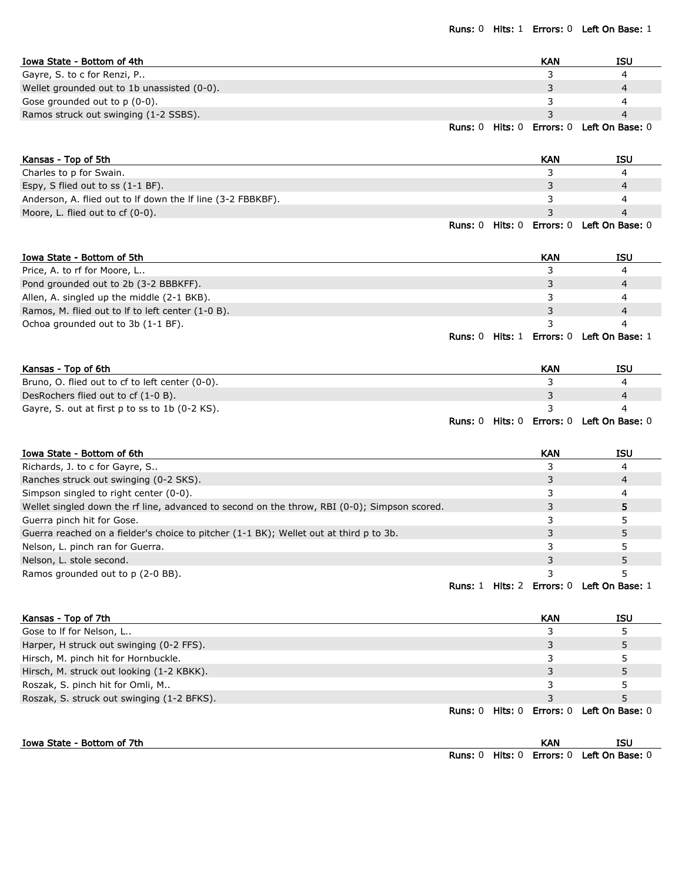Runs: 0 Hits: 1 Errors: 0 Left On Base: 1

| Iowa State - Bottom of 4th | KAN | ISU |
|---|---|---|
| Gayre, S. to c for Renzi, P.. | 3 | 4 |
| Wellet grounded out to 1b unassisted (0-0). | 3 | 4 |
| Gose grounded out to p (0-0). | 3 | 4 |
| Ramos struck out swinging (1-2 SSBS). | 3 | 4 |

Runs: 0 Hits: 0 Errors: 0 Left On Base: 0

| Kansas - Top of 5th | KAN | ISU |
|---|---|---|
| Charles to p for Swain. | 3 | 4 |
| Espy, S flied out to ss (1-1 BF). | 3 | 4 |
| Anderson, A. flied out to lf down the lf line (3-2 FBBKBF). | 3 | 4 |
| Moore, L. flied out to cf (0-0). | 3 | 4 |

Runs: 0 Hits: 0 Errors: 0 Left On Base: 0

| Iowa State - Bottom of 5th | KAN | ISU |
|---|---|---|
| Price, A. to rf for Moore, L.. | 3 | 4 |
| Pond grounded out to 2b (3-2 BBBKFF). | 3 | 4 |
| Allen, A. singled up the middle (2-1 BKB). | 3 | 4 |
| Ramos, M. flied out to lf to left center (1-0 B). | 3 | 4 |
| Ochoa grounded out to 3b (1-1 BF). | 3 | 4 |

Runs: 0 Hits: 1 Errors: 0 Left On Base: 1

| Kansas - Top of 6th | KAN | ISU |
|---|---|---|
| Bruno, O. flied out to cf to left center (0-0). | 3 | 4 |
| DesRochers flied out to cf (1-0 B). | 3 | 4 |
| Gayre, S. out at first p to ss to 1b (0-2 KS). | 3 | 4 |

Runs: 0 Hits: 0 Errors: 0 Left On Base: 0

| Iowa State - Bottom of 6th | KAN | ISU |
|---|---|---|
| Richards, J. to c for Gayre, S.. | 3 | 4 |
| Ranches struck out swinging (0-2 SKS). | 3 | 4 |
| Simpson singled to right center (0-0). | 3 | 4 |
| Wellet singled down the rf line, advanced to second on the throw, RBI (0-0); Simpson scored. | 3 | **5** |
| Guerra pinch hit for Gose. | 3 | 5 |
| Guerra reached on a fielder's choice to pitcher (1-1 BK); Wellet out at third p to 3b. | 3 | 5 |
| Nelson, L. pinch ran for Guerra. | 3 | 5 |
| Nelson, L. stole second. | 3 | 5 |
| Ramos grounded out to p (2-0 BB). | 3 | 5 |

Runs: 1 Hits: 2 Errors: 0 Left On Base: 1

| Kansas - Top of 7th | KAN | ISU |
|---|---|---|
| Gose to lf for Nelson, L.. | 3 | 5 |
| Harper, H struck out swinging (0-2 FFS). | 3 | 5 |
| Hirsch, M. pinch hit for Hornbuckle. | 3 | 5 |
| Hirsch, M. struck out looking (1-2 KBKK). | 3 | 5 |
| Roszak, S. pinch hit for Omli, M.. | 3 | 5 |
| Roszak, S. struck out swinging (1-2 BFKS). | 3 | 5 |

Runs: 0 Hits: 0 Errors: 0 Left On Base: 0

| Iowa State - Bottom of 7th | KAN | ISU |
|---|---|---|

Runs: 0 Hits: 0 Errors: 0 Left On Base: 0